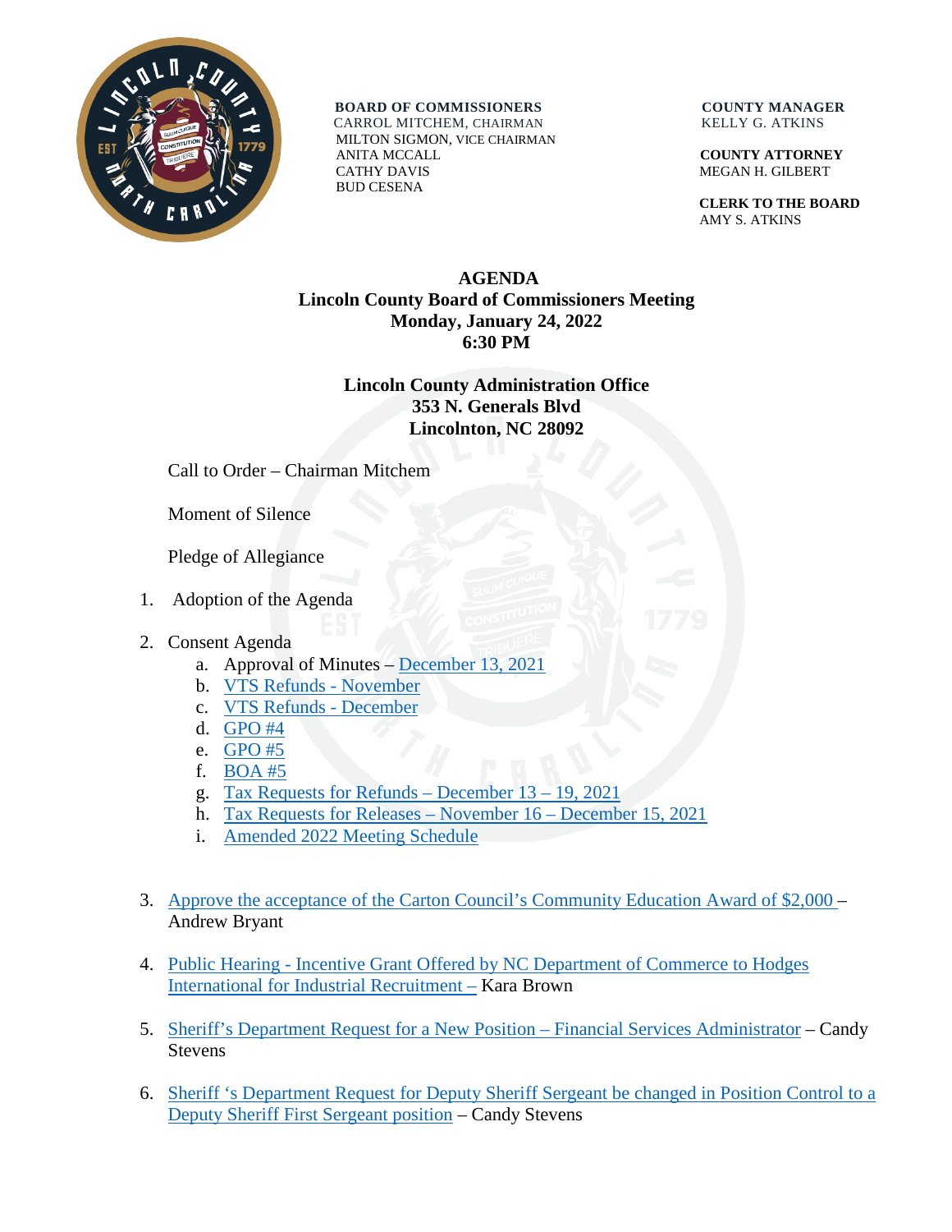**BOARD OF COMMISSIONERS**
CARROL MITCHEM, CHAIRMAN
MILTON SIGMON, VICE CHAIRMAN
ANITA MCCALL
CATHY DAVIS
BUD CESENA

**COUNTY MANAGER**
KELLY G. ATKINS

**COUNTY ATTORNEY**
MEGAN H. GILBERT

**CLERK TO THE BOARD**
AMY S. ATKINS

# AGENDA

## Lincoln County Board of Commissioners Meeting
**Monday, January 24, 2022**
**6:30 PM**

**Lincoln County Administration Office**
**353 N. Generals Blvd**
**Lincolnton, NC 28092**

Call to Order – Chairman Mitchem

Moment of Silence

Pledge of Allegiance

1. Adoption of the Agenda

2. Consent Agenda
   a. Approval of Minutes – December 13, 2021
   b. VTS Refunds - November
   c. VTS Refunds - December
   d. GPO #4
   e. GPO #5
   f. BOA #5
   g. Tax Requests for Refunds – December 13 – 19, 2021
   h. Tax Requests for Releases – November 16 – December 15, 2021
   i. Amended 2022 Meeting Schedule

3. Approve the acceptance of the Carton Council's Community Education Award of $2,000 – Andrew Bryant

4. Public Hearing - Incentive Grant Offered by NC Department of Commerce to Hodges International for Industrial Recruitment – Kara Brown

5. Sheriff's Department Request for a New Position – Financial Services Administrator – Candy Stevens

6. Sheriff 's Department Request for Deputy Sheriff Sergeant be changed in Position Control to a Deputy Sheriff First Sergeant position – Candy Stevens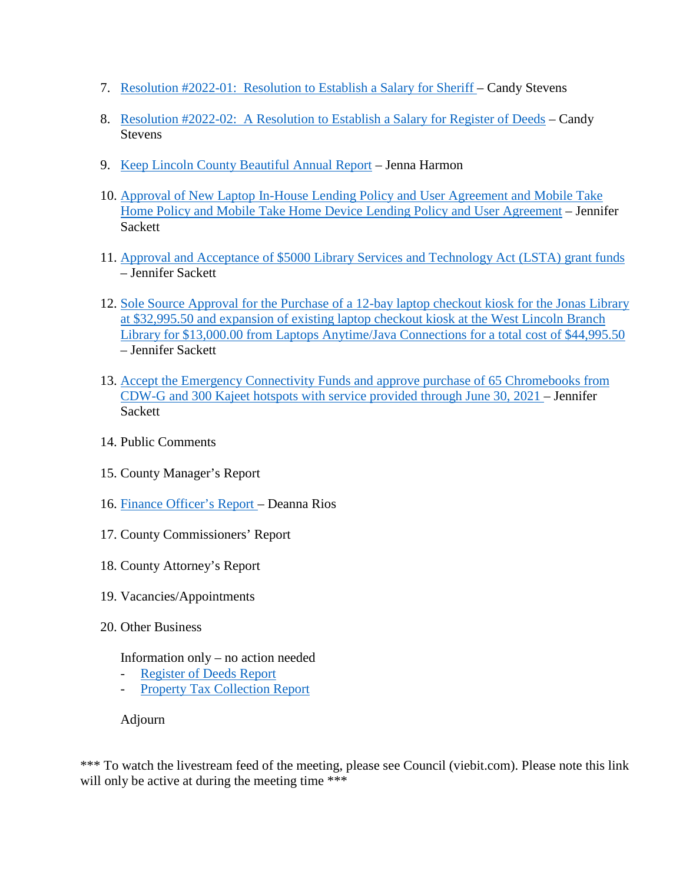7. Resolution #2022-01: Resolution to Establish a Salary for Sheriff – Candy Stevens

8. Resolution #2022-02: A Resolution to Establish a Salary for Register of Deeds – Candy Stevens

9. Keep Lincoln County Beautiful Annual Report – Jenna Harmon

10. Approval of New Laptop In-House Lending Policy and User Agreement and Mobile Take Home Policy and Mobile Take Home Device Lending Policy and User Agreement – Jennifer Sackett

11. Approval and Acceptance of $5000 Library Services and Technology Act (LSTA) grant funds – Jennifer Sackett

12. Sole Source Approval for the Purchase of a 12-bay laptop checkout kiosk for the Jonas Library at $32,995.50 and expansion of existing laptop checkout kiosk at the West Lincoln Branch Library for $13,000.00 from Laptops Anytime/Java Connections for a total cost of $44,995.50 – Jennifer Sackett

13. Accept the Emergency Connectivity Funds and approve purchase of 65 Chromebooks from CDW-G and 300 Kajeet hotspots with service provided through June 30, 2021 – Jennifer Sackett

14. Public Comments

15. County Manager's Report

16. Finance Officer's Report – Deanna Rios

17. County Commissioners' Report

18. County Attorney's Report

19. Vacancies/Appointments

20. Other Business

    Information only – no action needed
    - Register of Deeds Report
    - Property Tax Collection Report

    Adjourn

*** To watch the livestream feed of the meeting, please see Council (viebit.com). Please note this link will only be active at during the meeting time ***